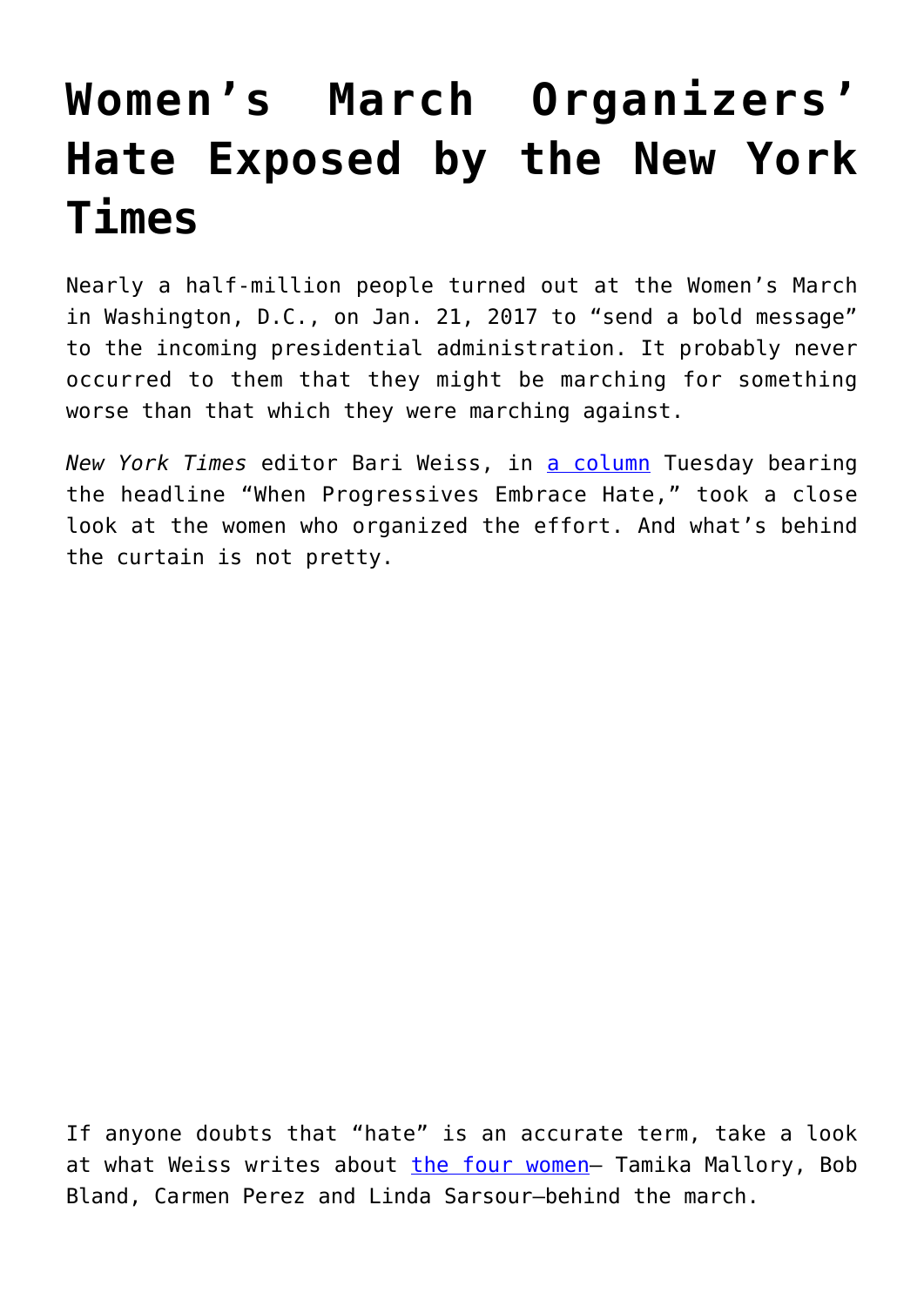# Women's March Organizers' Hate Exposed by the New York Times

Nearly a half-million people turned out at the Women's March in Washington, D.C., on Jan. 21, 2017 to "send a bold message" to the incoming presidential administration. It probably never occurred to them that they might be marching for something worse than that which they were marching against.

*New York Times* editor Bari Weiss, in [a column](#) Tuesday bearing the headline "When Progressives Embrace Hate," took a close look at the women who organized the effort. And what's behind the curtain is not pretty.

If anyone doubts that "hate" is an accurate term, take a look at what Weiss writes about [the four women](#)– Tamika Mallory, Bob Bland, Carmen Perez and Linda Sarsour–behind the march.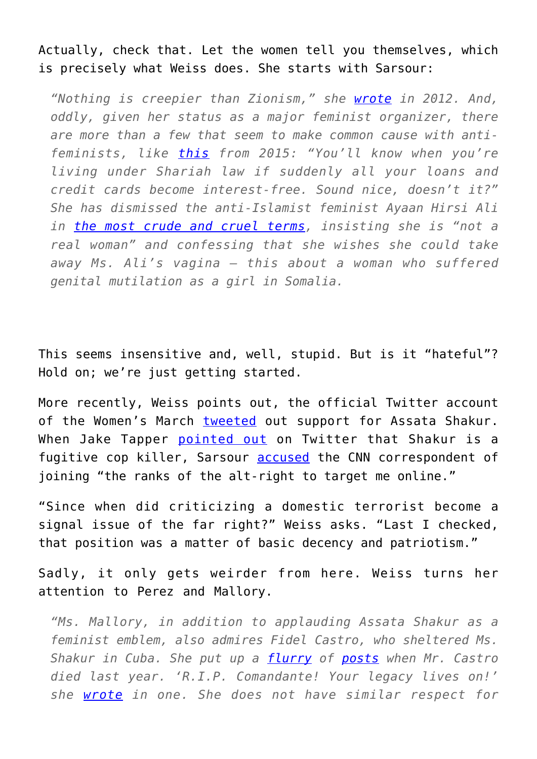Actually, check that. Let the women tell you themselves, which is precisely what Weiss does. She starts with Sarsour:

> *"Nothing is creepier than Zionism," she wrote in 2012. And, oddly, given her status as a major feminist organizer, there are more than a few that seem to make common cause with anti-feminists, like this from 2015: "You'll know when you're living under Shariah law if suddenly all your loans and credit cards become interest-free. Sound nice, doesn't it?" She has dismissed the anti-Islamist feminist Ayaan Hirsi Ali in the most crude and cruel terms, insisting she is "not a real woman" and confessing that she wishes she could take away Ms. Ali's vagina — this about a woman who suffered genital mutilation as a girl in Somalia.*

This seems insensitive and, well, stupid. But is it "hateful"? Hold on; we're just getting started.

More recently, Weiss points out, the official Twitter account of the Women's March tweeted out support for Assata Shakur. When Jake Tapper pointed out on Twitter that Shakur is a fugitive cop killer, Sarsour accused the CNN correspondent of joining "the ranks of the alt-right to target me online."

"Since when did criticizing a domestic terrorist become a signal issue of the far right?" Weiss asks. "Last I checked, that position was a matter of basic decency and patriotism."

Sadly, it only gets weirder from here. Weiss turns her attention to Perez and Mallory.

> *"Ms. Mallory, in addition to applauding Assata Shakur as a feminist emblem, also admires Fidel Castro, who sheltered Ms. Shakur in Cuba. She put up a flurry of posts when Mr. Castro died last year. 'R.I.P. Comandante! Your legacy lives on!' she wrote in one. She does not have similar respect for*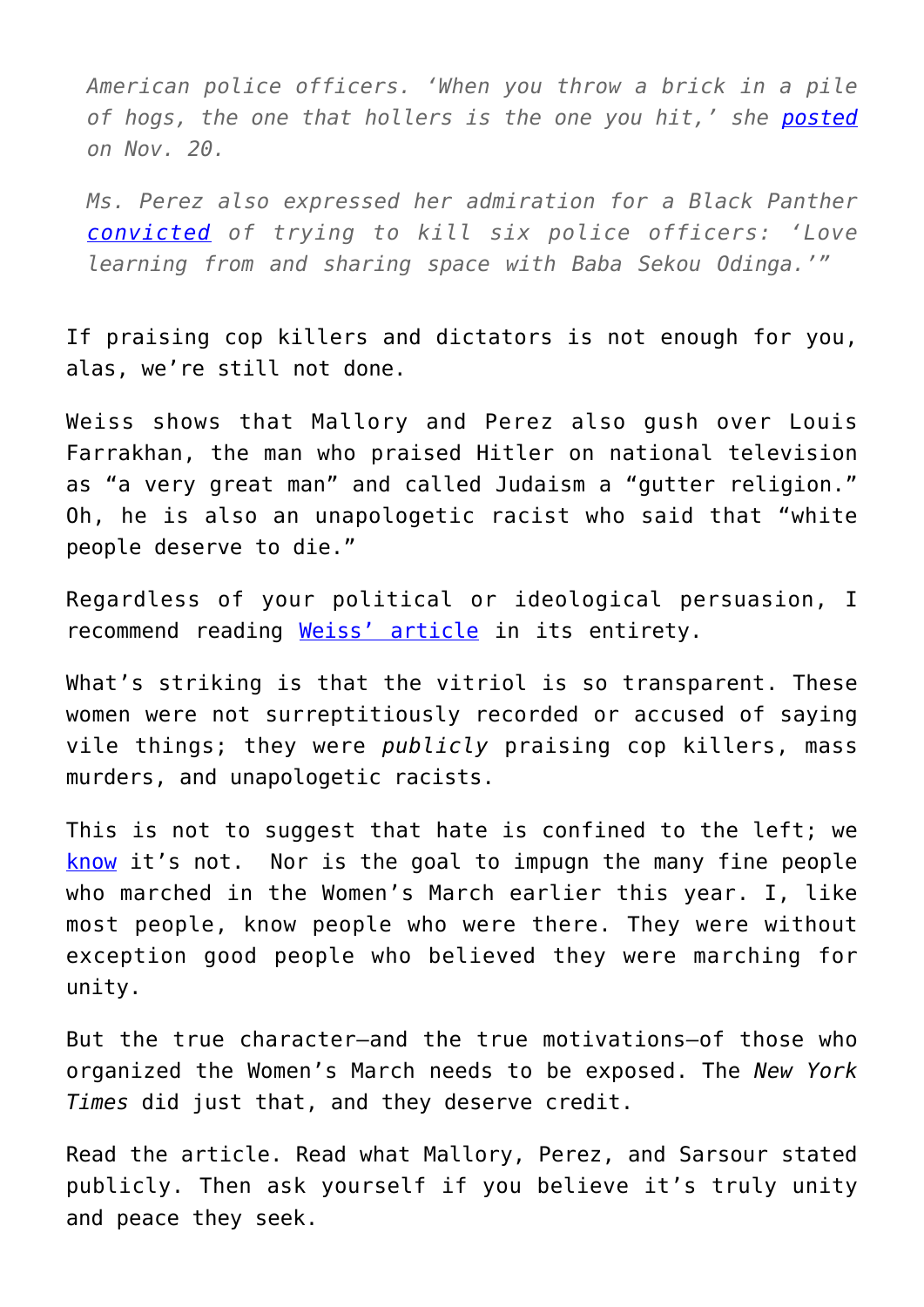*American police officers. 'When you throw a brick in a pile of hogs, the one that hollers is the one you hit,' she posted on Nov. 20.*

*Ms. Perez also expressed her admiration for a Black Panther convicted of trying to kill six police officers: 'Love learning from and sharing space with Baba Sekou Odinga.'"*

If praising cop killers and dictators is not enough for you, alas, we're still not done.

Weiss shows that Mallory and Perez also gush over Louis Farrakhan, the man who praised Hitler on national television as "a very great man" and called Judaism a "gutter religion." Oh, he is also an unapologetic racist who said that "white people deserve to die."

Regardless of your political or ideological persuasion, I recommend reading Weiss' article in its entirety.

What's striking is that the vitriol is so transparent. These women were not surreptitiously recorded or accused of saying vile things; they were *publicly* praising cop killers, mass murders, and unapologetic racists.

This is not to suggest that hate is confined to the left; we know it's not. Nor is the goal to impugn the many fine people who marched in the Women's March earlier this year. I, like most people, know people who were there. They were without exception good people who believed they were marching for unity.

But the true character—and the true motivations—of those who organized the Women's March needs to be exposed. The *New York Times* did just that, and they deserve credit.

Read the article. Read what Mallory, Perez, and Sarsour stated publicly. Then ask yourself if you believe it's truly unity and peace they seek.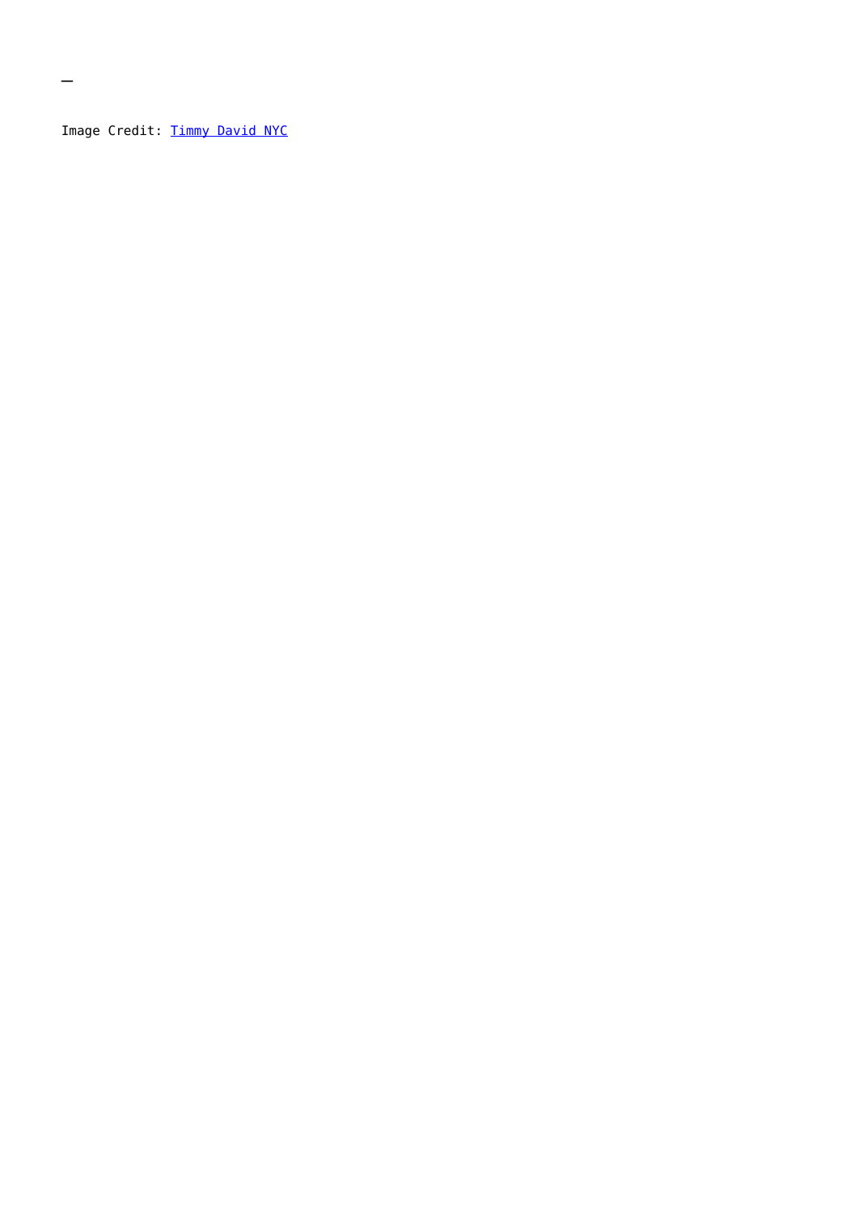—

Image Credit: [Timmy David NYC]